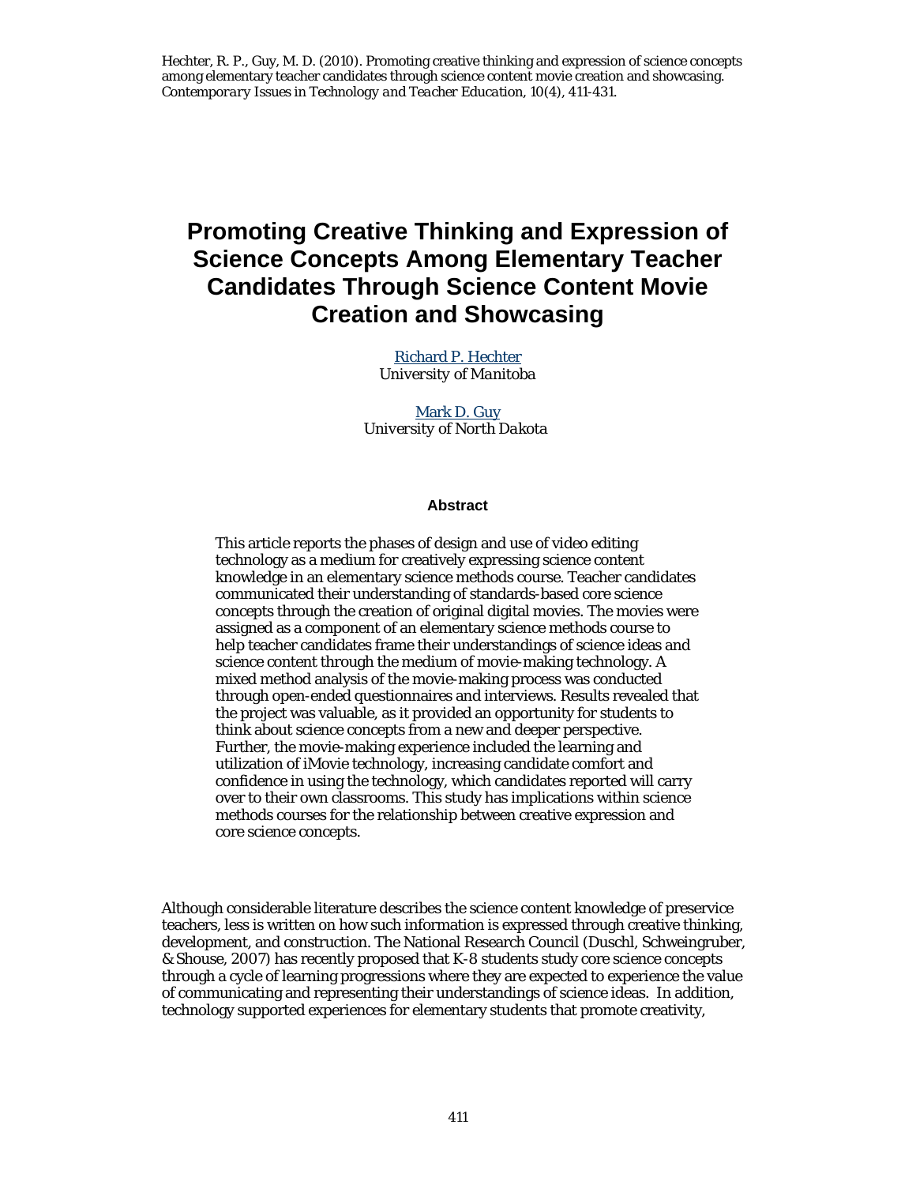Hechter, R. P., Guy, M. D. (2010). Promoting creative thinking and expression of science concepts among elementary teacher candidates through science content movie creation and showcasing. *Contemporary Issues in Technology and Teacher Education, 10*(4), 411-431.

# Promoting Creative Thinking and Expression of Science Concepts Among Elementary Teacher Candidates Through Science Content Movie Creation and Showcasing

Richard P. Hechter
*University of Manitoba*

Mark D. Guy
*University of North Dakota*

## Abstract

This article reports the phases of design and use of video editing technology as a medium for creatively expressing science content knowledge in an elementary science methods course. Teacher candidates communicated their understanding of standards-based core science concepts through the creation of original digital movies. The movies were assigned as a component of an elementary science methods course to help teacher candidates frame their understandings of science ideas and science content through the medium of movie-making technology. A mixed method analysis of the movie-making process was conducted through open-ended questionnaires and interviews. Results revealed that the project was valuable, as it provided an opportunity for students to think about science concepts from a new and deeper perspective. Further, the movie-making experience included the learning and utilization of iMovie technology, increasing candidate comfort and confidence in using the technology, which candidates reported will carry over to their own classrooms. This study has implications within science methods courses for the relationship between creative expression and core science concepts.

Although considerable literature describes the science content knowledge of preservice teachers, less is written on how such information is expressed through creative thinking, development, and construction. The National Research Council (Duschl, Schweingruber, & Shouse, 2007) has recently proposed that K-8 students study core science concepts through a cycle of learning progressions where they are expected to experience the value of communicating and representing their understandings of science ideas. In addition, technology supported experiences for elementary students that promote creativity,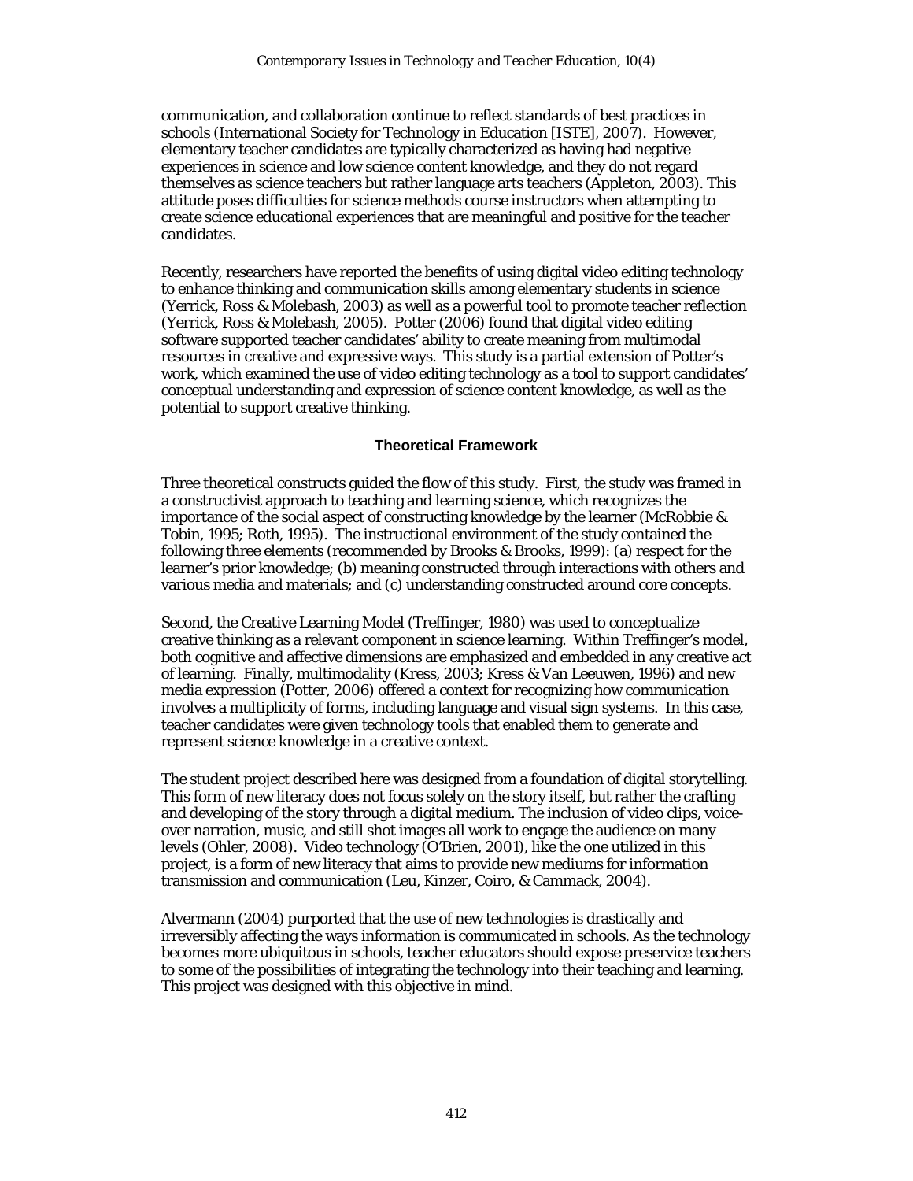communication, and collaboration continue to reflect standards of best practices in schools (International Society for Technology in Education [ISTE], 2007). However, elementary teacher candidates are typically characterized as having had negative experiences in science and low science content knowledge, and they do not regard themselves as science teachers but rather language arts teachers (Appleton, 2003). This attitude poses difficulties for science methods course instructors when attempting to create science educational experiences that are meaningful and positive for the teacher candidates.

Recently, researchers have reported the benefits of using digital video editing technology to enhance thinking and communication skills among elementary students in science (Yerrick, Ross & Molebash, 2003) as well as a powerful tool to promote teacher reflection (Yerrick, Ross & Molebash, 2005). Potter (2006) found that digital video editing software supported teacher candidates' ability to create meaning from multimodal resources in creative and expressive ways. This study is a partial extension of Potter's work, which examined the use of video editing technology as a tool to support candidates' conceptual understanding and expression of science content knowledge, as well as the potential to support creative thinking.

## Theoretical Framework

Three theoretical constructs guided the flow of this study. First, the study was framed in a constructivist approach to teaching and learning science, which recognizes the importance of the social aspect of constructing knowledge by the learner (McRobbie & Tobin, 1995; Roth, 1995). The instructional environment of the study contained the following three elements (recommended by Brooks & Brooks, 1999): (a) respect for the learner's prior knowledge; (b) meaning constructed through interactions with others and various media and materials; and (c) understanding constructed around core concepts.

Second, the Creative Learning Model (Treffinger, 1980) was used to conceptualize creative thinking as a relevant component in science learning. Within Treffinger's model, both cognitive and affective dimensions are emphasized and embedded in any creative act of learning. Finally, multimodality (Kress, 2003; Kress & Van Leeuwen, 1996) and new media expression (Potter, 2006) offered a context for recognizing how communication involves a multiplicity of forms, including language and visual sign systems. In this case, teacher candidates were given technology tools that enabled them to generate and represent science knowledge in a creative context.

The student project described here was designed from a foundation of digital storytelling. This form of new literacy does not focus solely on the story itself, but rather the crafting and developing of the story through a digital medium. The inclusion of video clips, voice-over narration, music, and still shot images all work to engage the audience on many levels (Ohler, 2008). Video technology (O'Brien, 2001), like the one utilized in this project, is a form of new literacy that aims to provide new mediums for information transmission and communication (Leu, Kinzer, Coiro, & Cammack, 2004).

Alvermann (2004) purported that the use of new technologies is drastically and irreversibly affecting the ways information is communicated in schools. As the technology becomes more ubiquitous in schools, teacher educators should expose preservice teachers to some of the possibilities of integrating the technology into their teaching and learning. This project was designed with this objective in mind.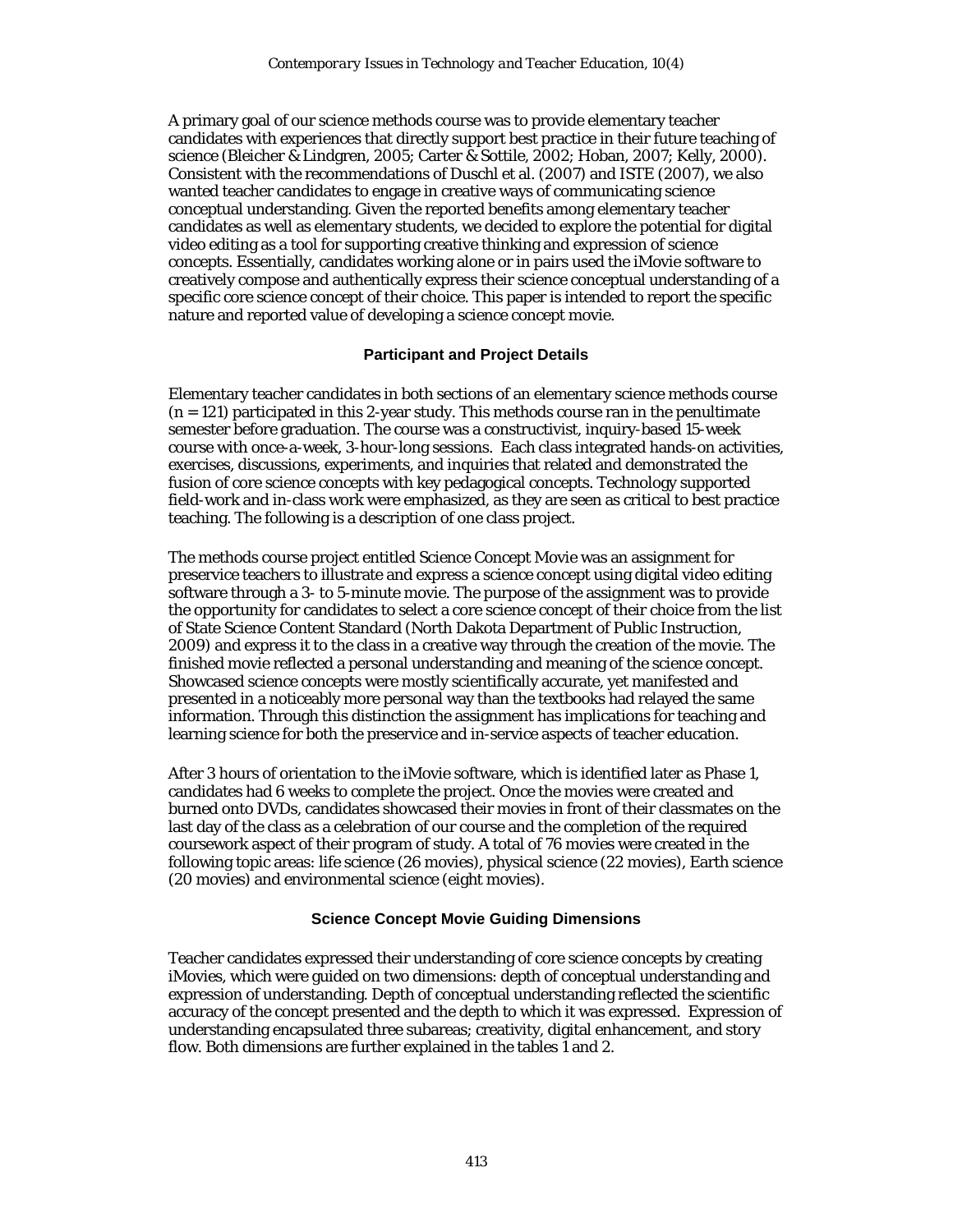A primary goal of our science methods course was to provide elementary teacher candidates with experiences that directly support best practice in their future teaching of science (Bleicher & Lindgren, 2005; Carter & Sottile, 2002; Hoban, 2007; Kelly, 2000). Consistent with the recommendations of Duschl et al. (2007) and ISTE (2007), we also wanted teacher candidates to engage in creative ways of communicating science conceptual understanding. Given the reported benefits among elementary teacher candidates as well as elementary students, we decided to explore the potential for digital video editing as a tool for supporting creative thinking and expression of science concepts. Essentially, candidates working alone or in pairs used the iMovie software to creatively compose and authentically express their science conceptual understanding of a specific core science concept of their choice. This paper is intended to report the specific nature and reported value of developing a science concept movie.

### Participant and Project Details

Elementary teacher candidates in both sections of an elementary science methods course (n = 121) participated in this 2-year study. This methods course ran in the penultimate semester before graduation. The course was a constructivist, inquiry-based 15-week course with once-a-week, 3-hour-long sessions. Each class integrated hands-on activities, exercises, discussions, experiments, and inquiries that related and demonstrated the fusion of core science concepts with key pedagogical concepts. Technology supported field-work and in-class work were emphasized, as they are seen as critical to best practice teaching. The following is a description of one class project.

The methods course project entitled Science Concept Movie was an assignment for preservice teachers to illustrate and express a science concept using digital video editing software through a 3- to 5-minute movie. The purpose of the assignment was to provide the opportunity for candidates to select a core science concept of their choice from the list of State Science Content Standard (North Dakota Department of Public Instruction, 2009) and express it to the class in a creative way through the creation of the movie. The finished movie reflected a personal understanding and meaning of the science concept. Showcased science concepts were mostly scientifically accurate, yet manifested and presented in a noticeably more personal way than the textbooks had relayed the same information. Through this distinction the assignment has implications for teaching and learning science for both the preservice and in-service aspects of teacher education.

After 3 hours of orientation to the iMovie software, which is identified later as Phase 1, candidates had 6 weeks to complete the project. Once the movies were created and burned onto DVDs, candidates showcased their movies in front of their classmates on the last day of the class as a celebration of our course and the completion of the required coursework aspect of their program of study. A total of 76 movies were created in the following topic areas: life science (26 movies), physical science (22 movies), Earth science (20 movies) and environmental science (eight movies).

### Science Concept Movie Guiding Dimensions

Teacher candidates expressed their understanding of core science concepts by creating iMovies, which were guided on two dimensions: depth of conceptual understanding and expression of understanding. Depth of conceptual understanding reflected the scientific accuracy of the concept presented and the depth to which it was expressed. Expression of understanding encapsulated three subareas; creativity, digital enhancement, and story flow. Both dimensions are further explained in the tables 1 and 2.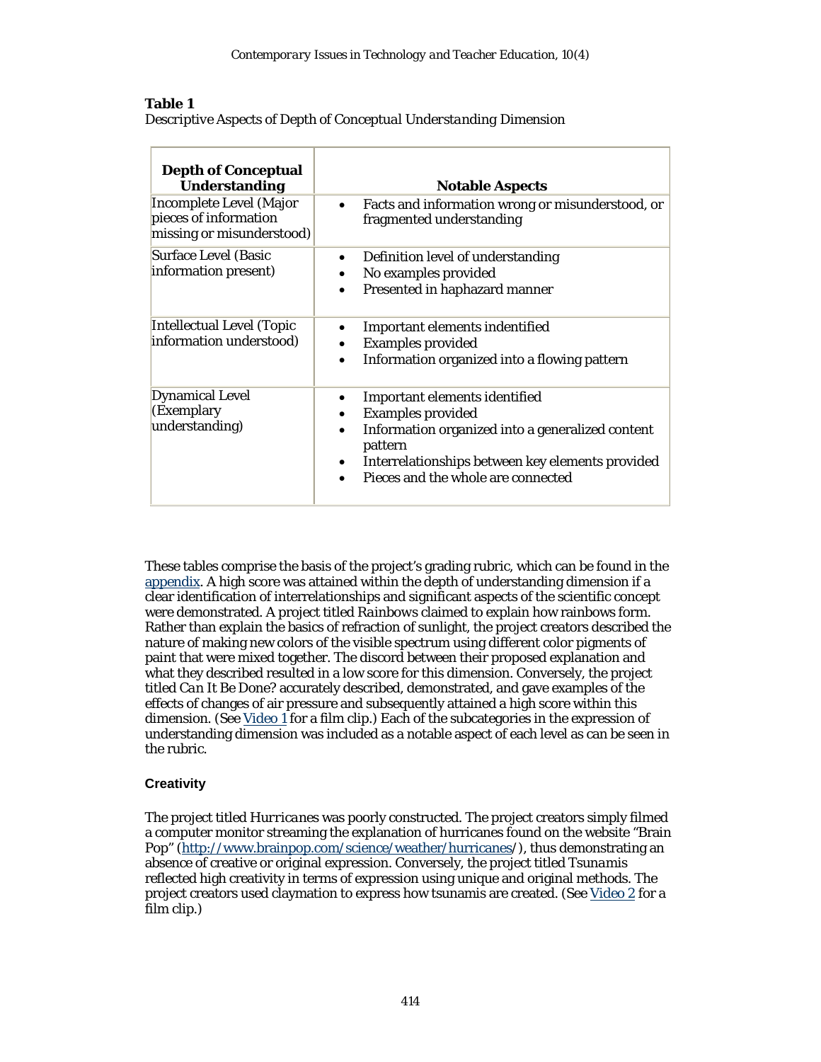**Table 1**
*Descriptive Aspects of Depth of Conceptual Understanding Dimension*

| Depth of Conceptual Understanding | Notable Aspects |
|---|---|
| Incomplete Level (Major pieces of information missing or misunderstood) | • Facts and information wrong or misunderstood, or fragmented understanding |
| Surface Level (Basic information present) | • Definition level of understanding<br>• No examples provided<br>• Presented in haphazard manner |
| Intellectual Level (Topic information understood) | • Important elements indentified<br>• Examples provided<br>• Information organized into a flowing pattern |
| Dynamical Level (Exemplary understanding) | • Important elements identified<br>• Examples provided<br>• Information organized into a generalized content pattern<br>• Interrelationships between key elements provided<br>• Pieces and the whole are connected |

These tables comprise the basis of the project's grading rubric, which can be found in the appendix. A high score was attained within the depth of understanding dimension if a clear identification of interrelationships and significant aspects of the scientific concept were demonstrated. A project titled *Rainbows* claimed to explain how rainbows form. Rather than explain the basics of refraction of sunlight, the project creators described the nature of making new colors of the visible spectrum using different color pigments of paint that were mixed together. The discord between their proposed explanation and what they described resulted in a low score for this dimension. Conversely, the project titled *Can It Be Done?* accurately described, demonstrated, and gave examples of the effects of changes of air pressure and subsequently attained a high score within this dimension. (See Video 1 for a film clip.) Each of the subcategories in the expression of understanding dimension was included as a notable aspect of each level as can be seen in the rubric.

### Creativity

The project titled *Hurricanes* was poorly constructed. The project creators simply filmed a computer monitor streaming the explanation of hurricanes found on the website "Brain Pop" (http://www.brainpop.com/science/weather/hurricanes/), thus demonstrating an absence of creative or original expression. Conversely, the project titled *Tsunamis* reflected high creativity in terms of expression using unique and original methods. The project creators used claymation to express how tsunamis are created. (See Video 2 for a film clip.)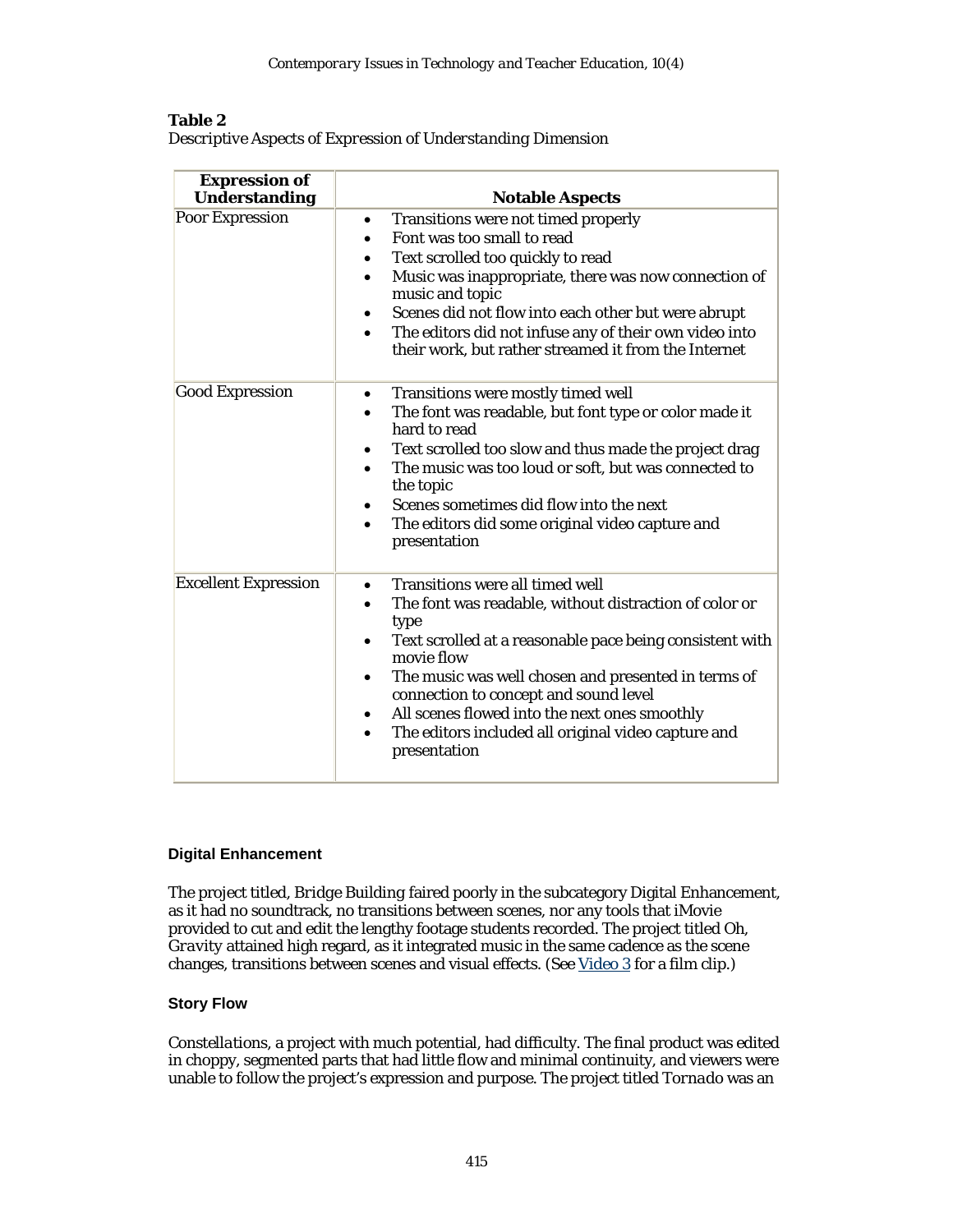**Table 2**
*Descriptive Aspects of Expression of Understanding Dimension*

| Expression of Understanding | Notable Aspects |
| --- | --- |
| Poor Expression | • Transitions were not timed properly<br>• Font was too small to read<br>• Text scrolled too quickly to read<br>• Music was inappropriate, there was now connection of music and topic<br>• Scenes did not flow into each other but were abrupt<br>• The editors did not infuse any of their own video into their work, but rather streamed it from the Internet |
| Good Expression | • Transitions were mostly timed well<br>• The font was readable, but font type or color made it hard to read<br>• Text scrolled too slow and thus made the project drag<br>• The music was too loud or soft, but was connected to the topic<br>• Scenes sometimes did flow into the next<br>• The editors did some original video capture and presentation |
| Excellent Expression | • Transitions were all timed well<br>• The font was readable, without distraction of color or type<br>• Text scrolled at a reasonable pace being consistent with movie flow<br>• The music was well chosen and presented in terms of connection to concept and sound level<br>• All scenes flowed into the next ones smoothly<br>• The editors included all original video capture and presentation |

### Digital Enhancement

The project titled, Bridge Building faired poorly in the subcategory Digital Enhancement, as it had no soundtrack, no transitions between scenes, nor any tools that iMovie provided to cut and edit the lengthy footage students recorded. The project titled *Oh, Gravity* attained high regard, as it integrated music in the same cadence as the scene changes, transitions between scenes and visual effects. (See Video 3 for a film clip.)

### Story Flow

*Constellations*, a project with much potential, had difficulty. The final product was edited in choppy, segmented parts that had little flow and minimal continuity, and viewers were unable to follow the project's expression and purpose. The project titled *Tornado* was an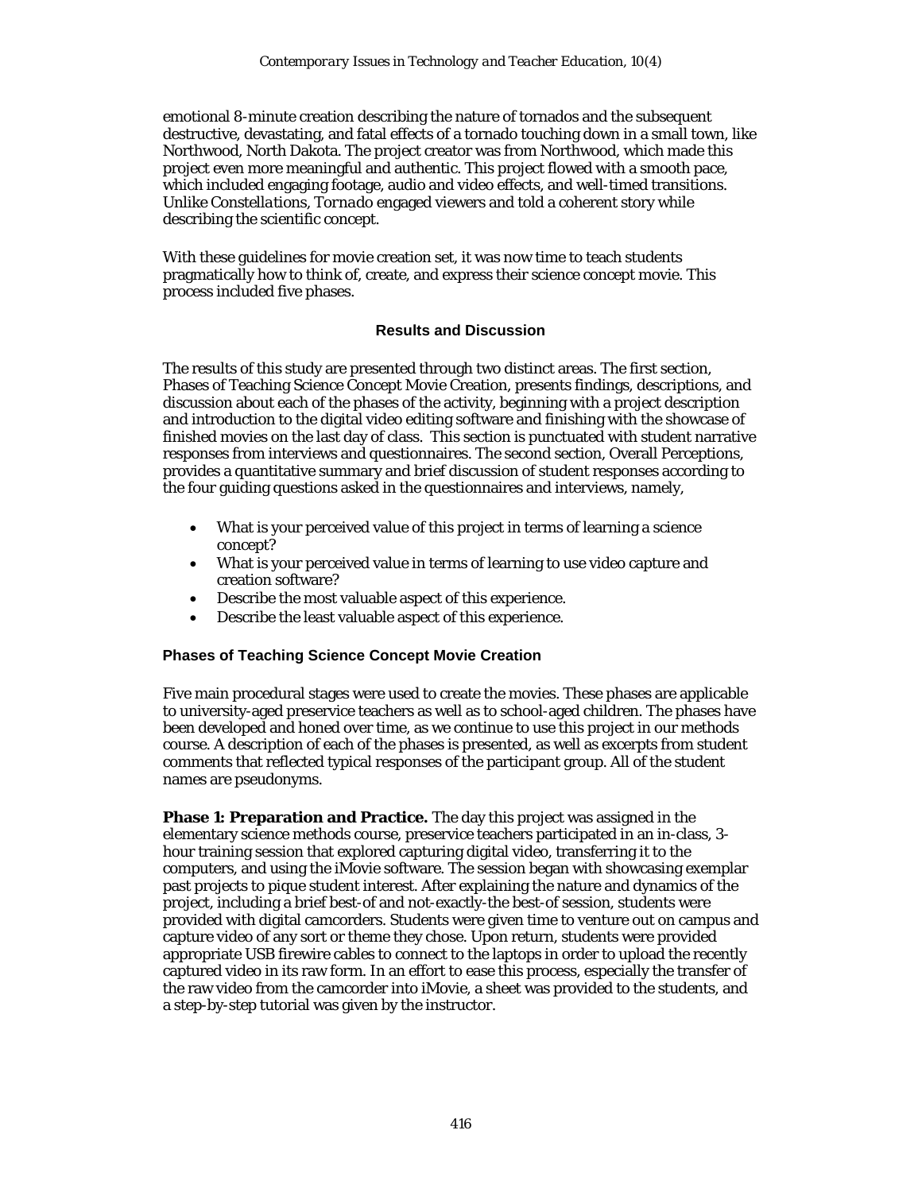emotional 8-minute creation describing the nature of tornados and the subsequent destructive, devastating, and fatal effects of a tornado touching down in a small town, like Northwood, North Dakota. The project creator was from Northwood, which made this project even more meaningful and authentic. This project flowed with a smooth pace, which included engaging footage, audio and video effects, and well-timed transitions. Unlike *Constellations*, *Tornado* engaged viewers and told a coherent story while describing the scientific concept.

With these guidelines for movie creation set, it was now time to teach students pragmatically how to think of, create, and express their science concept movie. This process included five phases.

## Results and Discussion

The results of this study are presented through two distinct areas. The first section, Phases of Teaching Science Concept Movie Creation, presents findings, descriptions, and discussion about each of the phases of the activity, beginning with a project description and introduction to the digital video editing software and finishing with the showcase of finished movies on the last day of class. This section is punctuated with student narrative responses from interviews and questionnaires. The second section, Overall Perceptions, provides a quantitative summary and brief discussion of student responses according to the four guiding questions asked in the questionnaires and interviews, namely,

- What is your perceived value of this project in terms of learning a science concept?
- What is your perceived value in terms of learning to use video capture and creation software?
- Describe the most valuable aspect of this experience.
- Describe the least valuable aspect of this experience.

### Phases of Teaching Science Concept Movie Creation

Five main procedural stages were used to create the movies. These phases are applicable to university-aged preservice teachers as well as to school-aged children. The phases have been developed and honed over time, as we continue to use this project in our methods course. A description of each of the phases is presented, as well as excerpts from student comments that reflected typical responses of the participant group. All of the student names are pseudonyms.

**Phase 1: Preparation and Practice.** The day this project was assigned in the elementary science methods course, preservice teachers participated in an in-class, 3-hour training session that explored capturing digital video, transferring it to the computers, and using the iMovie software. The session began with showcasing exemplar past projects to pique student interest. After explaining the nature and dynamics of the project, including a brief best-of and not-exactly-the-best-of session, students were provided with digital camcorders. Students were given time to venture out on campus and capture video of any sort or theme they chose. Upon return, students were provided appropriate USB firewire cables to connect to the laptops in order to upload the recently captured video in its raw form. In an effort to ease this process, especially the transfer of the raw video from the camcorder into iMovie, a sheet was provided to the students, and a step-by-step tutorial was given by the instructor.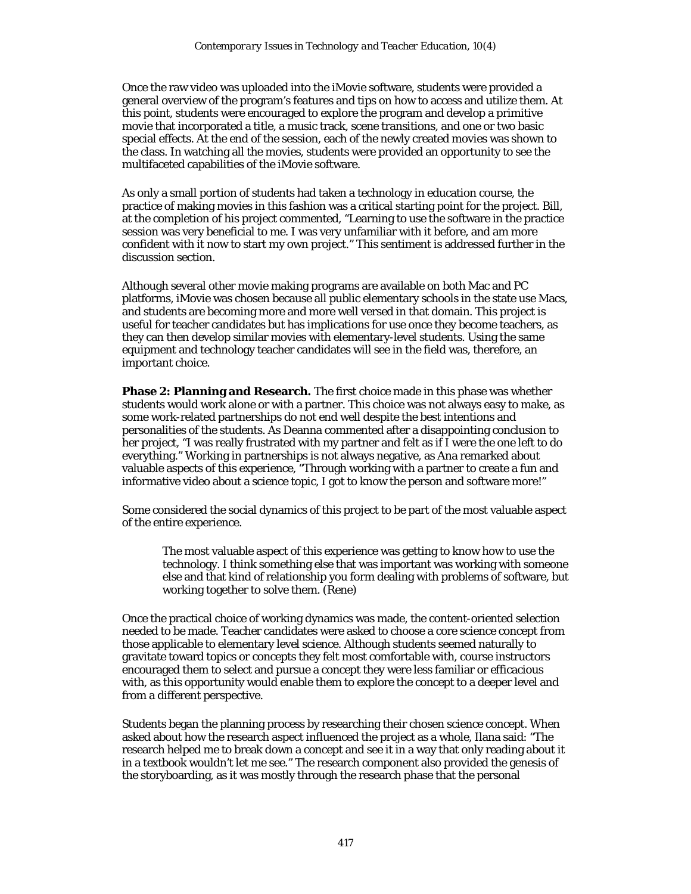Once the raw video was uploaded into the iMovie software, students were provided a general overview of the program's features and tips on how to access and utilize them. At this point, students were encouraged to explore the program and develop a primitive movie that incorporated a title, a music track, scene transitions, and one or two basic special effects. At the end of the session, each of the newly created movies was shown to the class. In watching all the movies, students were provided an opportunity to see the multifaceted capabilities of the iMovie software.

As only a small portion of students had taken a technology in education course, the practice of making movies in this fashion was a critical starting point for the project. Bill, at the completion of his project commented, "Learning to use the software in the practice session was very beneficial to me. I was very unfamiliar with it before, and am more confident with it now to start my own project." This sentiment is addressed further in the discussion section.

Although several other movie making programs are available on both Mac and PC platforms, iMovie was chosen because all public elementary schools in the state use Macs, and students are becoming more and more well versed in that domain. This project is useful for teacher candidates but has implications for use once they become teachers, as they can then develop similar movies with elementary-level students. Using the same equipment and technology teacher candidates will see in the field was, therefore, an important choice.

**Phase 2: Planning and Research.** The first choice made in this phase was whether students would work alone or with a partner. This choice was not always easy to make, as some work-related partnerships do not end well despite the best intentions and personalities of the students. As Deanna commented after a disappointing conclusion to her project, "I was really frustrated with my partner and felt as if I were the one left to do everything." Working in partnerships is not always negative, as Ana remarked about valuable aspects of this experience, "Through working with a partner to create a fun and informative video about a science topic, I got to know the person and software more!"

Some considered the social dynamics of this project to be part of the most valuable aspect of the entire experience.

> The most valuable aspect of this experience was getting to know how to use the technology. I think something else that was important was working with someone else and that kind of relationship you form dealing with problems of software, but working together to solve them. (Rene)

Once the practical choice of working dynamics was made, the content-oriented selection needed to be made. Teacher candidates were asked to choose a core science concept from those applicable to elementary level science. Although students seemed naturally to gravitate toward topics or concepts they felt most comfortable with, course instructors encouraged them to select and pursue a concept they were less familiar or efficacious with, as this opportunity would enable them to explore the concept to a deeper level and from a different perspective.

Students began the planning process by researching their chosen science concept. When asked about how the research aspect influenced the project as a whole, Ilana said: "The research helped me to break down a concept and see it in a way that only reading about it in a textbook wouldn't let me see." The research component also provided the genesis of the storyboarding, as it was mostly through the research phase that the personal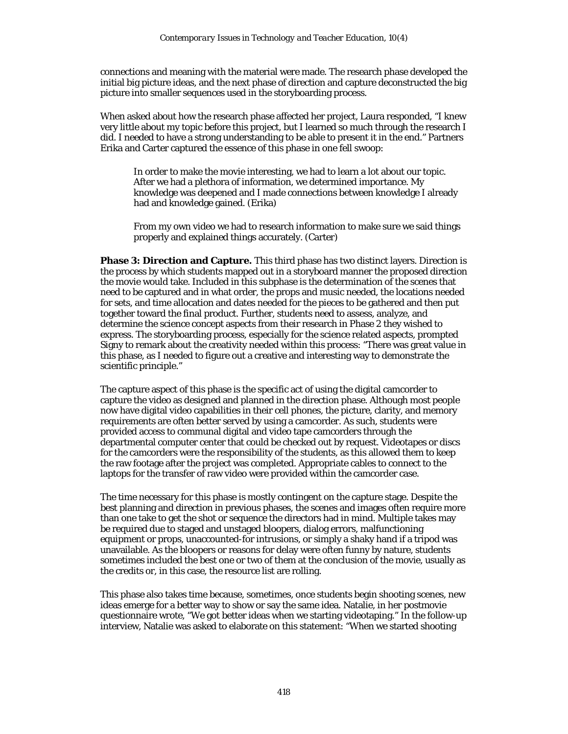connections and meaning with the material were made. The research phase developed the initial big picture ideas, and the next phase of direction and capture deconstructed the big picture into smaller sequences used in the storyboarding process.

When asked about how the research phase affected her project, Laura responded, "I knew very little about my topic before this project, but I learned so much through the research I did. I needed to have a strong understanding to be able to present it in the end." Partners Erika and Carter captured the essence of this phase in one fell swoop:

> In order to make the movie interesting, we had to learn a lot about our topic. After we had a plethora of information, we determined importance. My knowledge was deepened and I made connections between knowledge I already had and knowledge gained. (Erika)
>
> From my own video we had to research information to make sure we said things properly and explained things accurately. (Carter)

**Phase 3: Direction and Capture.** This third phase has two distinct layers. Direction is the process by which students mapped out in a storyboard manner the proposed direction the movie would take. Included in this subphase is the determination of the scenes that need to be captured and in what order, the props and music needed, the locations needed for sets, and time allocation and dates needed for the pieces to be gathered and then put together toward the final product. Further, students need to assess, analyze, and determine the science concept aspects from their research in Phase 2 they wished to express. The storyboarding process, especially for the science related aspects, prompted Signy to remark about the creativity needed within this process: "There was great value in this phase, as I needed to figure out a creative and interesting way to demonstrate the scientific principle."

The capture aspect of this phase is the specific act of using the digital camcorder to capture the video as designed and planned in the direction phase. Although most people now have digital video capabilities in their cell phones, the picture, clarity, and memory requirements are often better served by using a camcorder. As such, students were provided access to communal digital and video tape camcorders through the departmental computer center that could be checked out by request. Videotapes or discs for the camcorders were the responsibility of the students, as this allowed them to keep the raw footage after the project was completed. Appropriate cables to connect to the laptops for the transfer of raw video were provided within the camcorder case.

The time necessary for this phase is mostly contingent on the capture stage. Despite the best planning and direction in previous phases, the scenes and images often require more than one take to get the shot or sequence the directors had in mind. Multiple takes may be required due to staged and unstaged bloopers, dialog errors, malfunctioning equipment or props, unaccounted-for intrusions, or simply a shaky hand if a tripod was unavailable. As the bloopers or reasons for delay were often funny by nature, students sometimes included the best one or two of them at the conclusion of the movie, usually as the credits or, in this case, the resource list are rolling.

This phase also takes time because, sometimes, once students begin shooting scenes, new ideas emerge for a better way to show or say the same idea. Natalie, in her postmovie questionnaire wrote, "We got better ideas when we starting videotaping." In the follow-up interview, Natalie was asked to elaborate on this statement: "When we started shooting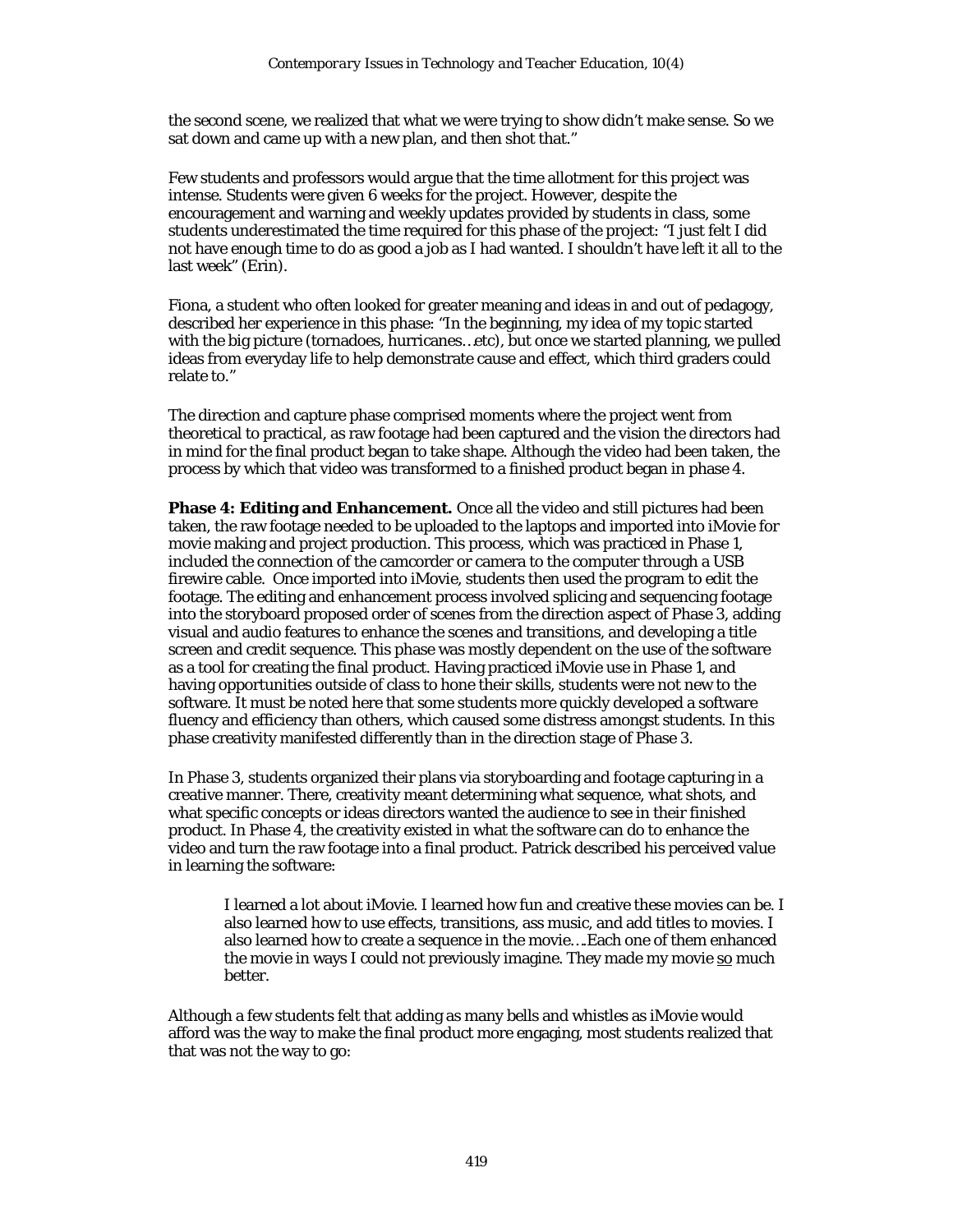the second scene, we realized that what we were trying to show didn't make sense. So we sat down and came up with a new plan, and then shot that."

Few students and professors would argue that the time allotment for this project was intense. Students were given 6 weeks for the project. However, despite the encouragement and warning and weekly updates provided by students in class, some students underestimated the time required for this phase of the project: "I just felt I did not have enough time to do as good a job as I had wanted. I shouldn't have left it all to the last week" (Erin).

Fiona, a student who often looked for greater meaning and ideas in and out of pedagogy, described her experience in this phase: "In the beginning, my idea of my topic started with the big picture (tornadoes, hurricanes…etc), but once we started planning, we pulled ideas from everyday life to help demonstrate cause and effect, which third graders could relate to."

The direction and capture phase comprised moments where the project went from theoretical to practical, as raw footage had been captured and the vision the directors had in mind for the final product began to take shape. Although the video had been taken, the process by which that video was transformed to a finished product began in phase 4.

**Phase 4: Editing and Enhancement.** Once all the video and still pictures had been taken, the raw footage needed to be uploaded to the laptops and imported into iMovie for movie making and project production. This process, which was practiced in Phase 1, included the connection of the camcorder or camera to the computer through a USB firewire cable. Once imported into iMovie, students then used the program to edit the footage. The editing and enhancement process involved splicing and sequencing footage into the storyboard proposed order of scenes from the direction aspect of Phase 3, adding visual and audio features to enhance the scenes and transitions, and developing a title screen and credit sequence. This phase was mostly dependent on the use of the software as a tool for creating the final product. Having practiced iMovie use in Phase 1, and having opportunities outside of class to hone their skills, students were not new to the software. It must be noted here that some students more quickly developed a software fluency and efficiency than others, which caused some distress amongst students. In this phase creativity manifested differently than in the direction stage of Phase 3.

In Phase 3, students organized their plans via storyboarding and footage capturing in a creative manner. There, creativity meant determining what sequence, what shots, and what specific concepts or ideas directors wanted the audience to see in their finished product. In Phase 4, the creativity existed in what the software can do to enhance the video and turn the raw footage into a final product. Patrick described his perceived value in learning the software:

> I learned a lot about iMovie. I learned how fun and creative these movies can be. I also learned how to use effects, transitions, ass music, and add titles to movies. I also learned how to create a sequence in the movie….Each one of them enhanced the movie in ways I could not previously imagine. They made my movie <u>so</u> much better.

Although a few students felt that adding as many bells and whistles as iMovie would afford was the way to make the final product more engaging, most students realized that that was not the way to go: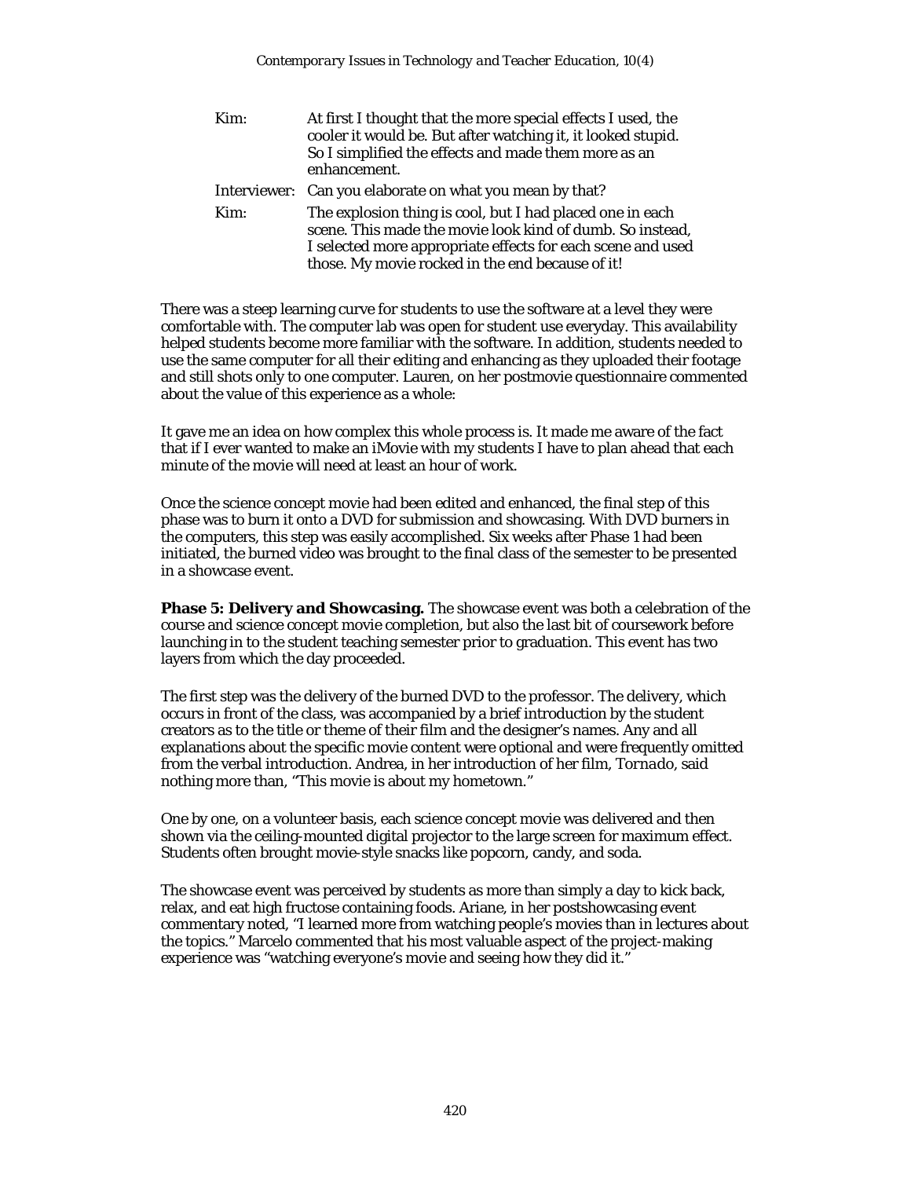| | |
|---|---|
| Kim: | At first I thought that the more special effects I used, the cooler it would be. But after watching it, it looked stupid. So I simplified the effects and made them more as an enhancement. |
| Interviewer: | Can you elaborate on what you mean by that? |
| Kim: | The explosion thing is cool, but I had placed one in each scene. This made the movie look kind of dumb. So instead, I selected more appropriate effects for each scene and used those. My movie rocked in the end because of it! |

There was a steep learning curve for students to use the software at a level they were comfortable with. The computer lab was open for student use everyday. This availability helped students become more familiar with the software. In addition, students needed to use the same computer for all their editing and enhancing as they uploaded their footage and still shots only to one computer. Lauren, on her postmovie questionnaire commented about the value of this experience as a whole:

It gave me an idea on how complex this whole process is. It made me aware of the fact that if I ever wanted to make an iMovie with my students I have to plan ahead that each minute of the movie will need at least an hour of work.

Once the science concept movie had been edited and enhanced, the final step of this phase was to burn it onto a DVD for submission and showcasing. With DVD burners in the computers, this step was easily accomplished. Six weeks after Phase 1 had been initiated, the burned video was brought to the final class of the semester to be presented in a showcase event.

**Phase 5: Delivery and Showcasing.** The showcase event was both a celebration of the course and science concept movie completion, but also the last bit of coursework before launching in to the student teaching semester prior to graduation. This event has two layers from which the day proceeded.

The first step was the delivery of the burned DVD to the professor. The delivery, which occurs in front of the class, was accompanied by a brief introduction by the student creators as to the title or theme of their film and the designer's names. Any and all explanations about the specific movie content were optional and were frequently omitted from the verbal introduction. Andrea, in her introduction of her film, *Tornado*, said nothing more than, "This movie is about my hometown."

One by one, on a volunteer basis, each science concept movie was delivered and then shown via the ceiling-mounted digital projector to the large screen for maximum effect. Students often brought movie-style snacks like popcorn, candy, and soda.

The showcase event was perceived by students as more than simply a day to kick back, relax, and eat high fructose containing foods. Ariane, in her postshowcasing event commentary noted, "I learned more from watching people's movies than in lectures about the topics." Marcelo commented that his most valuable aspect of the project-making experience was "watching everyone's movie and seeing how they did it."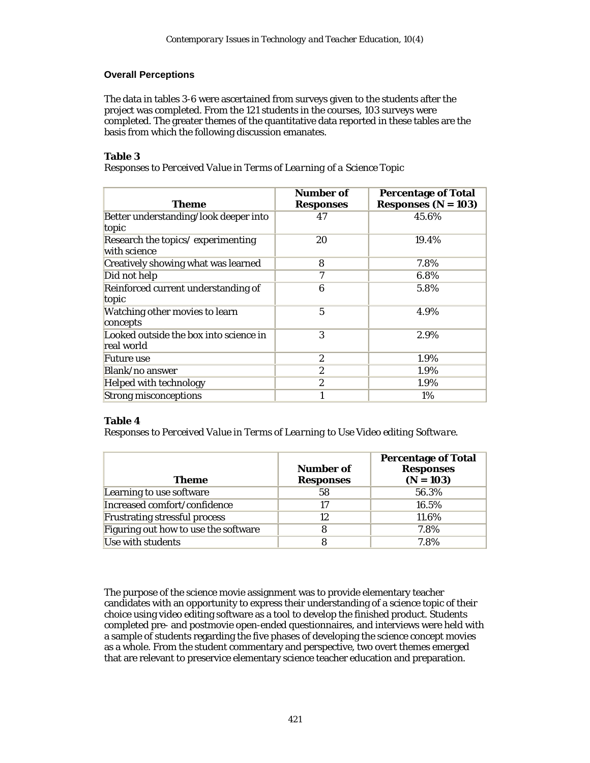### Overall Perceptions

The data in tables 3-6 were ascertained from surveys given to the students after the project was completed. From the 121 students in the courses, 103 surveys were completed. The greater themes of the quantitative data reported in these tables are the basis from which the following discussion emanates.

**Table 3**
*Responses to Perceived Value in Terms of Learning of a Science Topic*

| Theme | Number of Responses | Percentage of Total Responses (N = 103) |
|---|---|---|
| Better understanding/look deeper into topic | 47 | 45.6% |
| Research the topics/ experimenting with science | 20 | 19.4% |
| Creatively showing what was learned | 8 | 7.8% |
| Did not help | 7 | 6.8% |
| Reinforced current understanding of topic | 6 | 5.8% |
| Watching other movies to learn concepts | 5 | 4.9% |
| Looked outside the box into science in real world | 3 | 2.9% |
| Future use | 2 | 1.9% |
| Blank/no answer | 2 | 1.9% |
| Helped with technology | 2 | 1.9% |
| Strong misconceptions | 1 | 1% |

**Table 4**
*Responses to Perceived Value in Terms of Learning to Use Video editing Software.*

| Theme | Number of Responses | Percentage of Total Responses (N = 103) |
|---|---|---|
| Learning to use software | 58 | 56.3% |
| Increased comfort/confidence | 17 | 16.5% |
| Frustrating stressful process | 12 | 11.6% |
| Figuring out how to use the software | 8 | 7.8% |
| Use with students | 8 | 7.8% |

The purpose of the science movie assignment was to provide elementary teacher candidates with an opportunity to express their understanding of a science topic of their choice using video editing software as a tool to develop the finished product. Students completed pre- and postmovie open-ended questionnaires, and interviews were held with a sample of students regarding the five phases of developing the science concept movies as a whole. From the student commentary and perspective, two overt themes emerged that are relevant to preservice elementary science teacher education and preparation.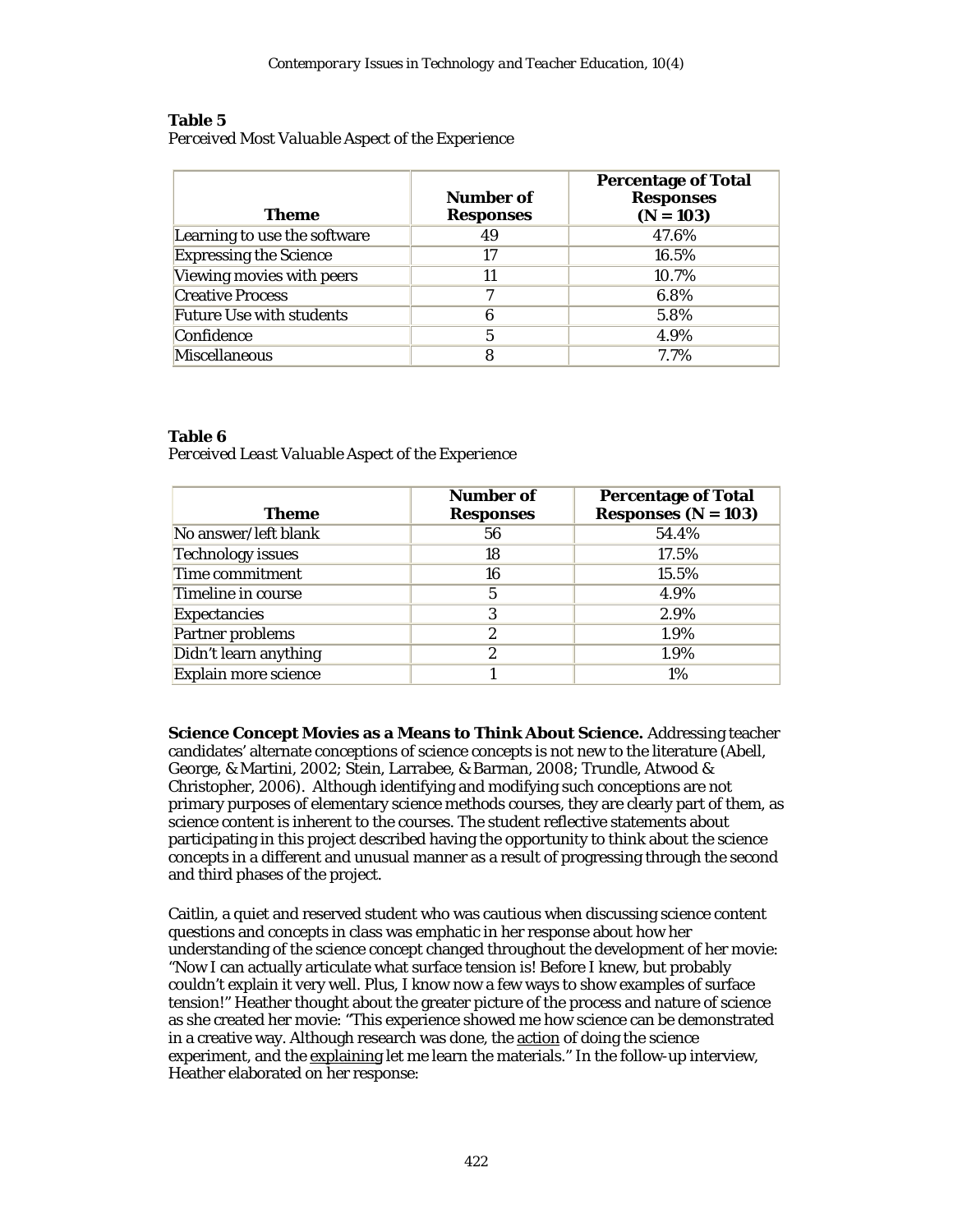**Table 5**
*Perceived Most Valuable Aspect of the Experience*

| Theme | Number of Responses | Percentage of Total Responses (N = 103) |
|---|---|---|
| Learning to use the software | 49 | 47.6% |
| Expressing the Science | 17 | 16.5% |
| Viewing movies with peers | 11 | 10.7% |
| Creative Process | 7 | 6.8% |
| Future Use with students | 6 | 5.8% |
| Confidence | 5 | 4.9% |
| Miscellaneous | 8 | 7.7% |

**Table 6**
*Perceived Least Valuable Aspect of the Experience*

| Theme | Number of Responses | Percentage of Total Responses (N = 103) |
|---|---|---|
| No answer/left blank | 56 | 54.4% |
| Technology issues | 18 | 17.5% |
| Time commitment | 16 | 15.5% |
| Timeline in course | 5 | 4.9% |
| Expectancies | 3 | 2.9% |
| Partner problems | 2 | 1.9% |
| Didn't learn anything | 2 | 1.9% |
| Explain more science | 1 | 1% |

**Science Concept Movies as a Means to Think About Science.** Addressing teacher candidates' alternate conceptions of science concepts is not new to the literature (Abell, George, & Martini, 2002; Stein, Larrabee, & Barman, 2008; Trundle, Atwood & Christopher, 2006). Although identifying and modifying such conceptions are not primary purposes of elementary science methods courses, they are clearly part of them, as science content is inherent to the courses. The student reflective statements about participating in this project described having the opportunity to think about the science concepts in a different and unusual manner as a result of progressing through the second and third phases of the project.

Caitlin, a quiet and reserved student who was cautious when discussing science content questions and concepts in class was emphatic in her response about how her understanding of the science concept changed throughout the development of her movie: "Now I can actually articulate what surface tension is! Before I knew, but probably couldn't explain it very well. Plus, I know now a few ways to show examples of surface tension!" Heather thought about the greater picture of the process and nature of science as she created her movie: "This experience showed me how science can be demonstrated in a creative way. Although research was done, the action of doing the science experiment, and the explaining let me learn the materials." In the follow-up interview, Heather elaborated on her response: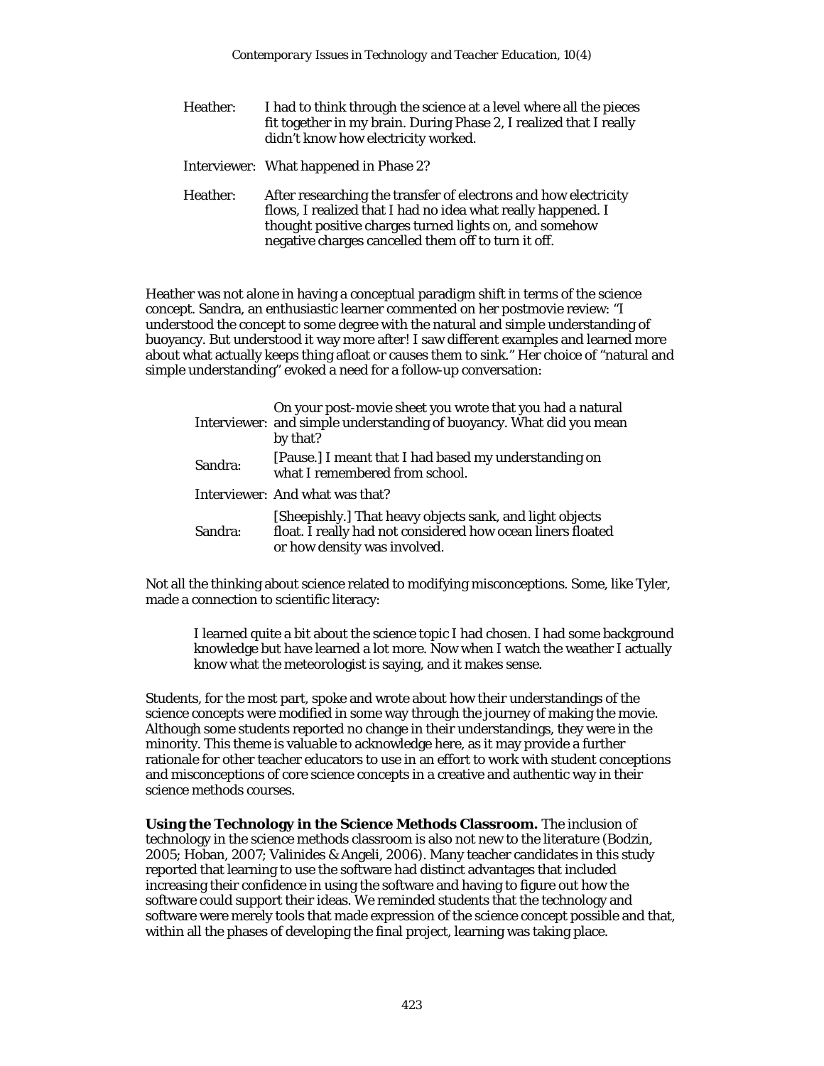Heather: I had to think through the science at a level where all the pieces fit together in my brain. During Phase 2, I realized that I really didn't know how electricity worked.

Interviewer: What happened in Phase 2?

Heather: After researching the transfer of electrons and how electricity flows, I realized that I had no idea what really happened. I thought positive charges turned lights on, and somehow negative charges cancelled them off to turn it off.

Heather was not alone in having a conceptual paradigm shift in terms of the science concept. Sandra, an enthusiastic learner commented on her postmovie review: "I understood the concept to some degree with the natural and simple understanding of buoyancy. But understood it way more after! I saw different examples and learned more about what actually keeps thing afloat or causes them to sink." Her choice of "natural and simple understanding" evoked a need for a follow-up conversation:

Interviewer: On your post-movie sheet you wrote that you had a natural and simple understanding of buoyancy. What did you mean by that?

Sandra: [Pause.] I meant that I had based my understanding on what I remembered from school.

Interviewer: And what was that?

Sandra: [Sheepishly.] That heavy objects sank, and light objects float. I really had not considered how ocean liners floated or how density was involved.

Not all the thinking about science related to modifying misconceptions. Some, like Tyler, made a connection to scientific literacy:

> I learned quite a bit about the science topic I had chosen. I had some background knowledge but have learned a lot more. Now when I watch the weather I actually know what the meteorologist is saying, and it makes sense.

Students, for the most part, spoke and wrote about how their understandings of the science concepts were modified in some way through the journey of making the movie. Although some students reported no change in their understandings, they were in the minority. This theme is valuable to acknowledge here, as it may provide a further rationale for other teacher educators to use in an effort to work with student conceptions and misconceptions of core science concepts in a creative and authentic way in their science methods courses.

**Using the Technology in the Science Methods Classroom.** The inclusion of technology in the science methods classroom is also not new to the literature (Bodzin, 2005; Hoban, 2007; Valinides & Angeli, 2006). Many teacher candidates in this study reported that learning to use the software had distinct advantages that included increasing their confidence in using the software and having to figure out how the software could support their ideas. We reminded students that the technology and software were merely tools that made expression of the science concept possible and that, within all the phases of developing the final project, learning was taking place.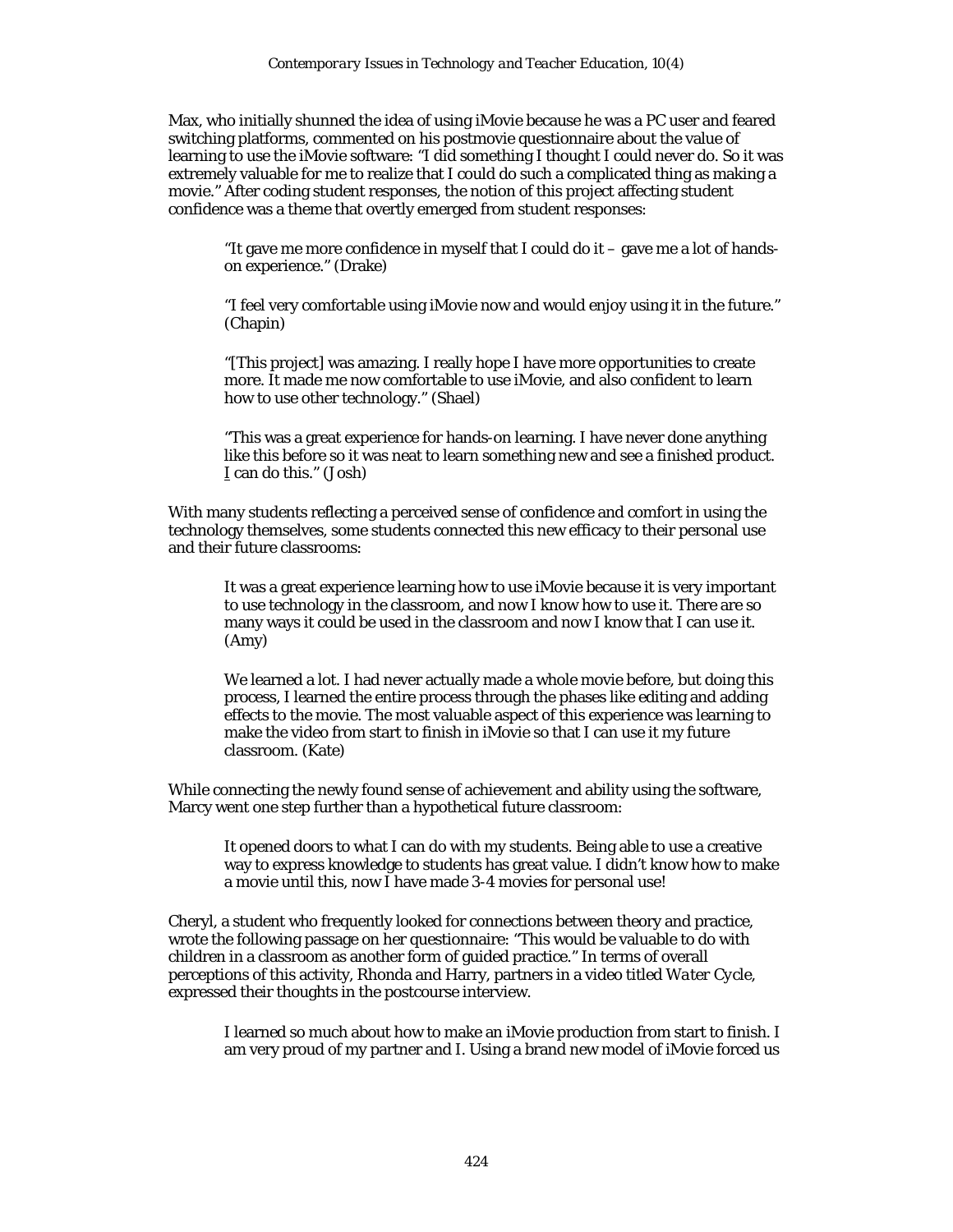Max, who initially shunned the idea of using iMovie because he was a PC user and feared switching platforms, commented on his postmovie questionnaire about the value of learning to use the iMovie software: "I did something I thought I could never do. So it was extremely valuable for me to realize that I could do such a complicated thing as making a movie." After coding student responses, the notion of this project affecting student confidence was a theme that overtly emerged from student responses:

> "It gave me more confidence in myself that I could do it – gave me a lot of hands-on experience." (Drake)
>
> "I feel very comfortable using iMovie now and would enjoy using it in the future." (Chapin)
>
> "[This project] was amazing. I really hope I have more opportunities to create more. It made me now comfortable to use iMovie, and also confident to learn how to use other technology." (Shael)
>
> "This was a great experience for hands-on learning. I have never done anything like this before so it was neat to learn something new and see a finished product. I can do this." (Josh)

With many students reflecting a perceived sense of confidence and comfort in using the technology themselves, some students connected this new efficacy to their personal use and their future classrooms:

> It was a great experience learning how to use iMovie because it is very important to use technology in the classroom, and now I know how to use it. There are so many ways it could be used in the classroom and now I know that I can use it. (Amy)
>
> We learned a lot. I had never actually made a whole movie before, but doing this process, I learned the entire process through the phases like editing and adding effects to the movie. The most valuable aspect of this experience was learning to make the video from start to finish in iMovie so that I can use it my future classroom. (Kate)

While connecting the newly found sense of achievement and ability using the software, Marcy went one step further than a hypothetical future classroom:

> It opened doors to what I can do with my students. Being able to use a creative way to express knowledge to students has great value. I didn't know how to make a movie until this, now I have made 3-4 movies for personal use!

Cheryl, a student who frequently looked for connections between theory and practice, wrote the following passage on her questionnaire: "This would be valuable to do with children in a classroom as another form of guided practice." In terms of overall perceptions of this activity, Rhonda and Harry, partners in a video titled *Water Cycle*, expressed their thoughts in the postcourse interview.

> I learned so much about how to make an iMovie production from start to finish. I am very proud of my partner and I. Using a brand new model of iMovie forced us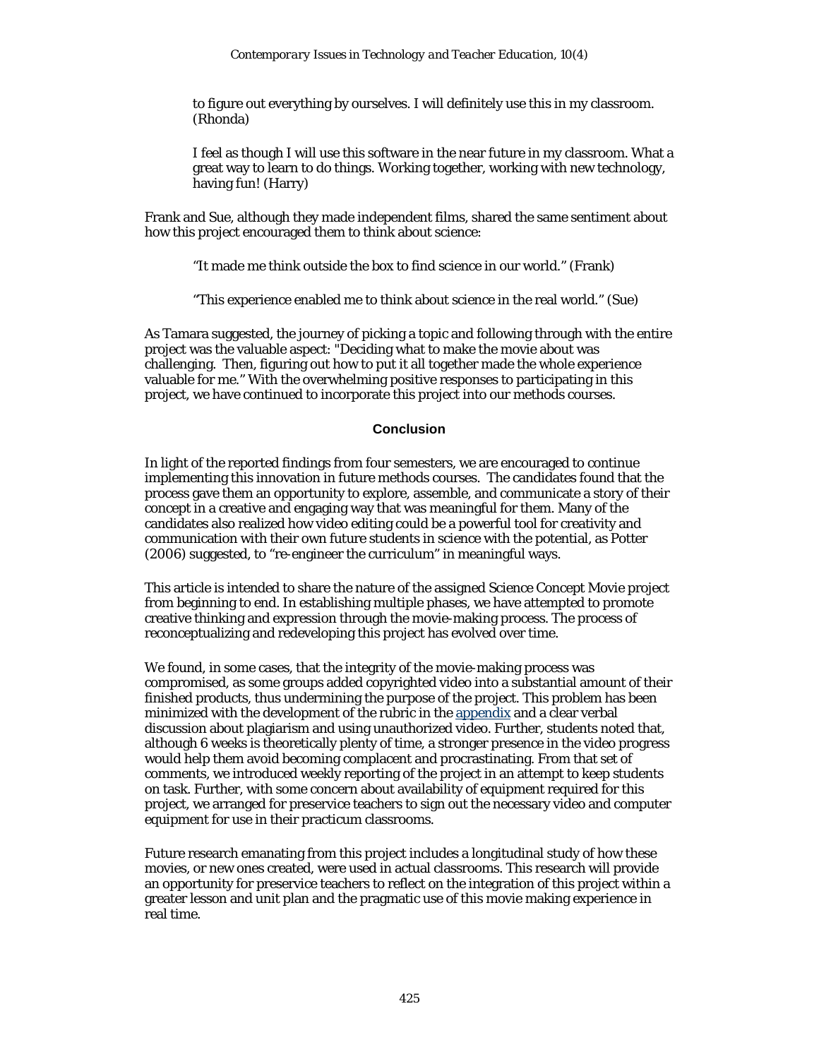> to figure out everything by ourselves. I will definitely use this in my classroom. (Rhonda)

> I feel as though I will use this software in the near future in my classroom. What a great way to learn to do things. Working together, working with new technology, having fun! (Harry)

Frank and Sue, although they made independent films, shared the same sentiment about how this project encouraged them to think about science:

> "It made me think outside the box to find science in our world." (Frank)

> "This experience enabled me to think about science in the real world." (Sue)

As Tamara suggested, the journey of picking a topic and following through with the entire project was the valuable aspect: "Deciding what to make the movie about was challenging. Then, figuring out how to put it all together made the whole experience valuable for me." With the overwhelming positive responses to participating in this project, we have continued to incorporate this project into our methods courses.

## Conclusion

In light of the reported findings from four semesters, we are encouraged to continue implementing this innovation in future methods courses. The candidates found that the process gave them an opportunity to explore, assemble, and communicate a story of their concept in a creative and engaging way that was meaningful for them. Many of the candidates also realized how video editing could be a powerful tool for creativity and communication with their own future students in science with the potential, as Potter (2006) suggested, to "re-engineer the curriculum" in meaningful ways.

This article is intended to share the nature of the assigned Science Concept Movie project from beginning to end. In establishing multiple phases, we have attempted to promote creative thinking and expression through the movie-making process. The process of reconceptualizing and redeveloping this project has evolved over time.

We found, in some cases, that the integrity of the movie-making process was compromised, as some groups added copyrighted video into a substantial amount of their finished products, thus undermining the purpose of the project. This problem has been minimized with the development of the rubric in the appendix and a clear verbal discussion about plagiarism and using unauthorized video. Further, students noted that, although 6 weeks is theoretically plenty of time, a stronger presence in the video progress would help them avoid becoming complacent and procrastinating. From that set of comments, we introduced weekly reporting of the project in an attempt to keep students on task. Further, with some concern about availability of equipment required for this project, we arranged for preservice teachers to sign out the necessary video and computer equipment for use in their practicum classrooms.

Future research emanating from this project includes a longitudinal study of how these movies, or new ones created, were used in actual classrooms. This research will provide an opportunity for preservice teachers to reflect on the integration of this project within a greater lesson and unit plan and the pragmatic use of this movie making experience in real time.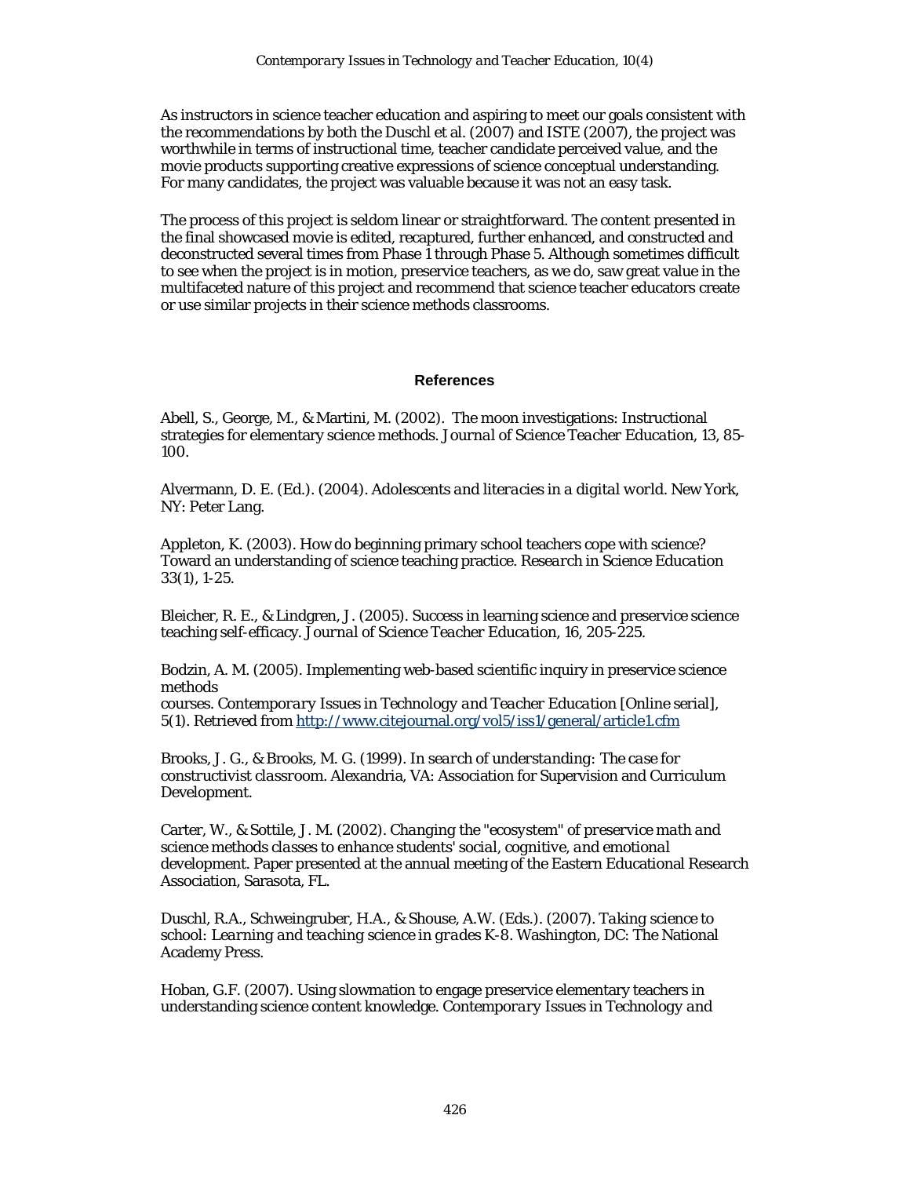As instructors in science teacher education and aspiring to meet our goals consistent with the recommendations by both the Duschl et al. (2007) and ISTE (2007), the project was worthwhile in terms of instructional time, teacher candidate perceived value, and the movie products supporting creative expressions of science conceptual understanding. For many candidates, the project was valuable because it was not an easy task.

The process of this project is seldom linear or straightforward. The content presented in the final showcased movie is edited, recaptured, further enhanced, and constructed and deconstructed several times from Phase 1 through Phase 5. Although sometimes difficult to see when the project is in motion, preservice teachers, as we do, saw great value in the multifaceted nature of this project and recommend that science teacher educators create or use similar projects in their science methods classrooms.

## References

Abell, S., George, M., & Martini, M. (2002). The moon investigations: Instructional strategies for elementary science methods. *Journal of Science Teacher Education*, 13, 85-100.

Alvermann, D. E. (Ed.). (2004). *Adolescents and literacies in a digital world*. New York, NY: Peter Lang.

Appleton, K. (2003). How do beginning primary school teachers cope with science? Toward an understanding of science teaching practice. *Research in Science Education* 33(1), 1-25.

Bleicher, R. E., & Lindgren, J. (2005). Success in learning science and preservice science teaching self-efficacy. *Journal of Science Teacher Education*, 16, 205-225.

Bodzin, A. M. (2005). Implementing web-based scientific inquiry in preservice science methods
courses. *Contemporary Issues in Technology and Teacher Education* [Online serial], 5(1). Retrieved from http://www.citejournal.org/vol5/iss1/general/article1.cfm

Brooks, J. G., & Brooks, M. G. (1999). *In search of understanding: The case for constructivist classroom*. Alexandria, VA: Association for Supervision and Curriculum Development.

Carter, W., & Sottile, J. M. (2002). *Changing the "ecosystem" of preservice math and science methods classes to enhance students' social, cognitive, and emotional development*. Paper presented at the annual meeting of the Eastern Educational Research Association, Sarasota, FL.

Duschl, R.A., Schweingruber, H.A., & Shouse, A.W. (Eds.). (2007). *Taking science to school: Learning and teaching science in grades K-8*. Washington, DC: The National Academy Press.

Hoban, G.F. (2007). Using slowmation to engage preservice elementary teachers in understanding science content knowledge. *Contemporary Issues in Technology and*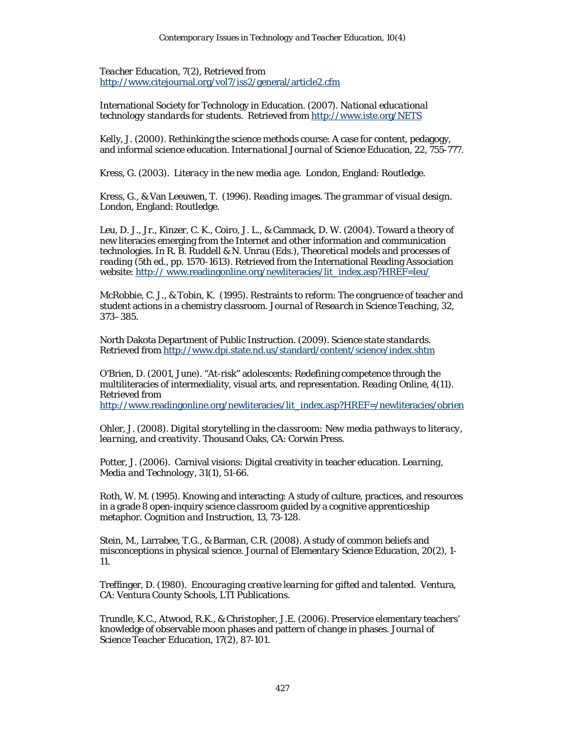*Teacher Education, 7*(2), Retrieved from http://www.citejournal.org/vol7/iss2/general/article2.cfm

International Society for Technology in Education. (2007). *National educational technology standards for students.* Retrieved from http://www.iste.org/NETS

Kelly, J. (2000). Rethinking the science methods course: A case for content, pedagogy, and informal science education. *International Journal of Science Education*, 22, 755-777.

Kress, G. (2003). *Literacy in the new media age.* London, England: Routledge.

Kress, G., & Van Leeuwen, T. (1996). *Reading images. The grammar of visual design.* London, England: Routledge.

Leu, D. J., Jr., Kinzer, C. K., Coiro, J. L., & Cammack, D. W. (2004). Toward a theory of new literacies emerging from the Internet and other information and communication technologies. In R. B. Ruddell & N. Unrau (Eds.), *Theoretical models and processes of reading* (5th ed., pp. 1570-1613). Retrieved from the International Reading Association website: http:// www.readingonline.org/newliteracies/lit_index.asp?HREF=leu/

McRobbie, C. J., & Tobin, K. (1995). Restraints to reform: The congruence of teacher and student actions in a chemistry classroom. *Journal of Research in Science Teaching*, 32, 373–385.

North Dakota Department of Public Instruction. (2009). *Science state standards.* Retrieved from http://www.dpi.state.nd.us/standard/content/science/index.shtm

O'Brien, D. (2001, June). "At-risk" adolescents: Redefining competence through the multiliteracies of intermediality, visual arts, and representation. *Reading Online, 4*(11). Retrieved from http://www.readingonline.org/newliteracies/lit_index.asp?HREF=/newliteracies/obrien

Ohler, J. (2008). *Digital storytelling in the classroom: New media pathways to literacy, learning, and creativity.* Thousand Oaks, CA: Corwin Press.

Potter, J. (2006). Carnival visions: Digital creativity in teacher education. *Learning, Media and Technology, 31*(1), 51-66.

Roth, W. M. (1995). Knowing and interacting: A study of culture, practices, and resources in a grade 8 open-inquiry science classroom guided by a cognitive apprenticeship metaphor. *Cognition and Instruction*, 13, 73-128.

Stein, M., Larrabee, T.G., & Barman, C.R. (2008). A study of common beliefs and misconceptions in physical science. *Journal of Elementary Science Education, 20*(2), 1-11.

Treffinger, D. (1980). *Encouraging creative learning for gifted and talented.* Ventura, CA: Ventura County Schools, LTI Publications.

Trundle, K.C., Atwood, R.K., & Christopher, J.E. (2006). Preservice elementary teachers' knowledge of observable moon phases and pattern of change in phases. *Journal of Science Teacher Education, 17*(2), 87-101.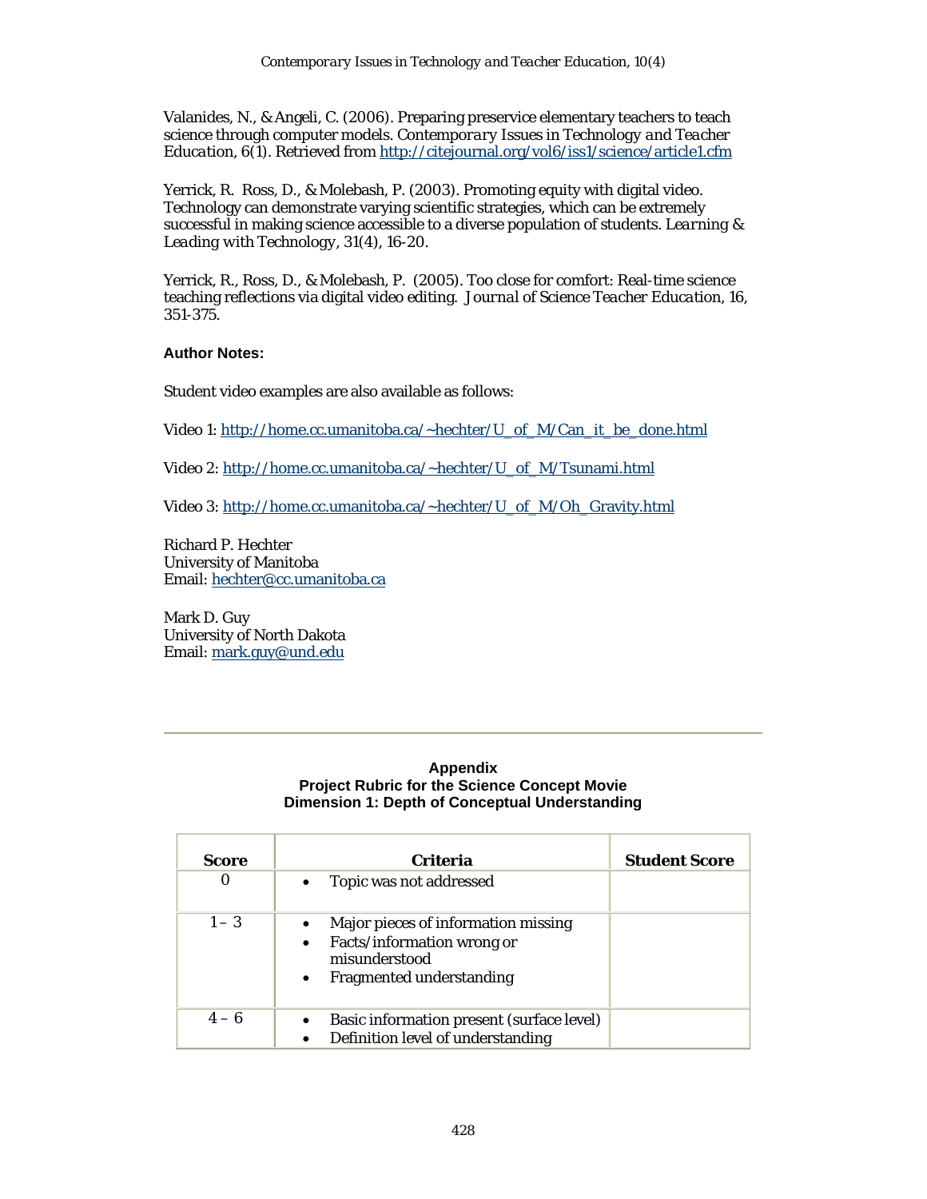Valanides, N., & Angeli, C. (2006). Preparing preservice elementary teachers to teach science through computer models. *Contemporary Issues in Technology and Teacher Education, 6*(1). Retrieved from http://citejournal.org/vol6/iss1/science/article1.cfm

Yerrick, R. Ross, D., & Molebash, P. (2003). Promoting equity with digital video. Technology can demonstrate varying scientific strategies, which can be extremely successful in making science accessible to a diverse population of students. *Learning & Leading with Technology, 31*(4), 16-20.

Yerrick, R., Ross, D., & Molebash, P. (2005). Too close for comfort: Real-time science teaching reflections via digital video editing. *Journal of Science Teacher Education*, 16, 351-375.

**Author Notes:**

Student video examples are also available as follows:

Video 1: http://home.cc.umanitoba.ca/~hechter/U_of_M/Can_it_be_done.html

Video 2: http://home.cc.umanitoba.ca/~hechter/U_of_M/Tsunami.html

Video 3: http://home.cc.umanitoba.ca/~hechter/U_of_M/Oh_Gravity.html

Richard P. Hechter
University of Manitoba
Email: hechter@cc.umanitoba.ca

Mark D. Guy
University of North Dakota
Email: mark.guy@und.edu

---

**Appendix**
**Project Rubric for the Science Concept Movie**
**Dimension 1: Depth of Conceptual Understanding**

| Score | Criteria | Student Score |
|---|---|---|
| 0 | • Topic was not addressed | |
| 1 – 3 | • Major pieces of information missing<br>• Facts/information wrong or misunderstood<br>• Fragmented understanding | |
| 4 – 6 | • Basic information present (surface level)<br>• Definition level of understanding | |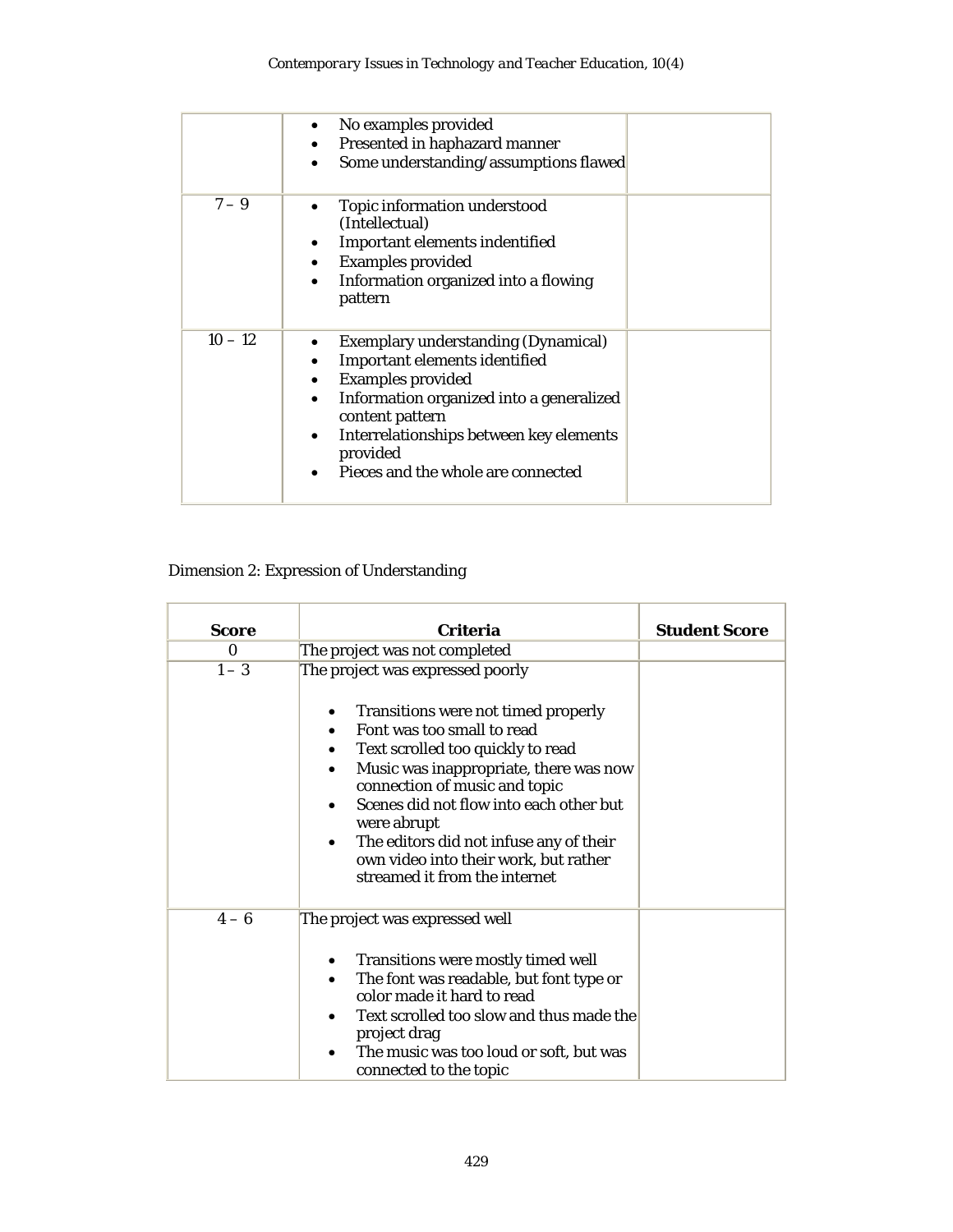| | | |
|---|---|---|
| | • No examples provided<br>• Presented in haphazard manner<br>• Some understanding/assumptions flawed | |
| 7 – 9 | • Topic information understood (Intellectual)<br>• Important elements indentified<br>• Examples provided<br>• Information organized into a flowing pattern | |
| 10 – 12 | • Exemplary understanding (Dynamical)<br>• Important elements identified<br>• Examples provided<br>• Information organized into a generalized content pattern<br>• Interrelationships between key elements provided<br>• Pieces and the whole are connected | |

Dimension 2: Expression of Understanding

| **Score** | **Criteria** | **Student Score** |
|---|---|---|
| 0 | The project was not completed | |
| 1 – 3 | The project was expressed poorly<br><br>• Transitions were not timed properly<br>• Font was too small to read<br>• Text scrolled too quickly to read<br>• Music was inappropriate, there was now connection of music and topic<br>• Scenes did not flow into each other but were abrupt<br>• The editors did not infuse any of their own video into their work, but rather streamed it from the internet | |
| 4 – 6 | The project was expressed well<br><br>• Transitions were mostly timed well<br>• The font was readable, but font type or color made it hard to read<br>• Text scrolled too slow and thus made the project drag<br>• The music was too loud or soft, but was connected to the topic | |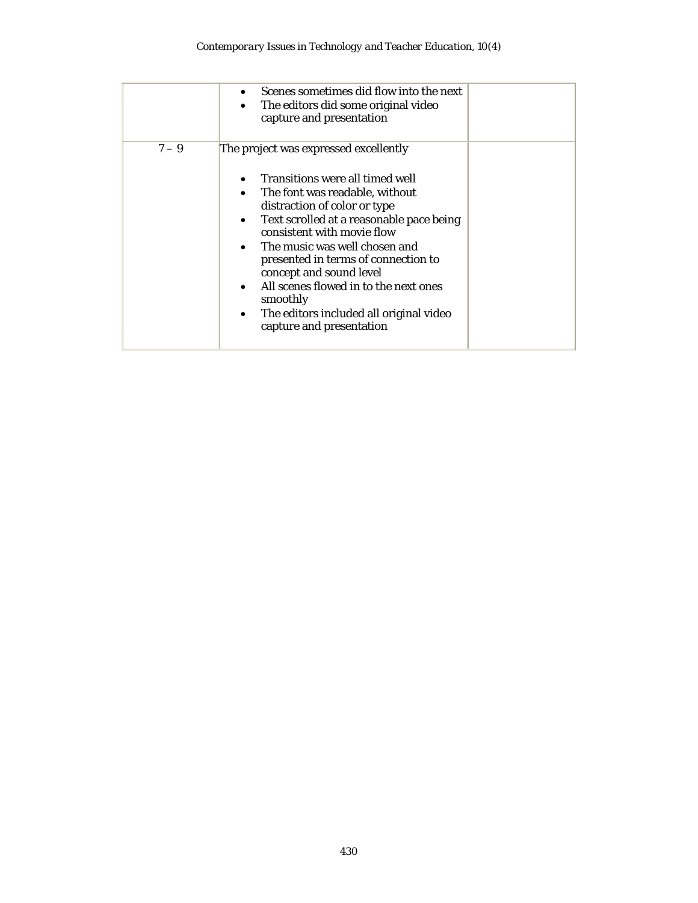| | | |
|---|---|---|
| | • Scenes sometimes did flow into the next<br>• The editors did some original video capture and presentation | |
| 7 – 9 | The project was expressed excellently<br><br>• Transitions were all timed well<br>• The font was readable, without distraction of color or type<br>• Text scrolled at a reasonable pace being consistent with movie flow<br>• The music was well chosen and presented in terms of connection to concept and sound level<br>• All scenes flowed in to the next ones smoothly<br>• The editors included all original video capture and presentation | |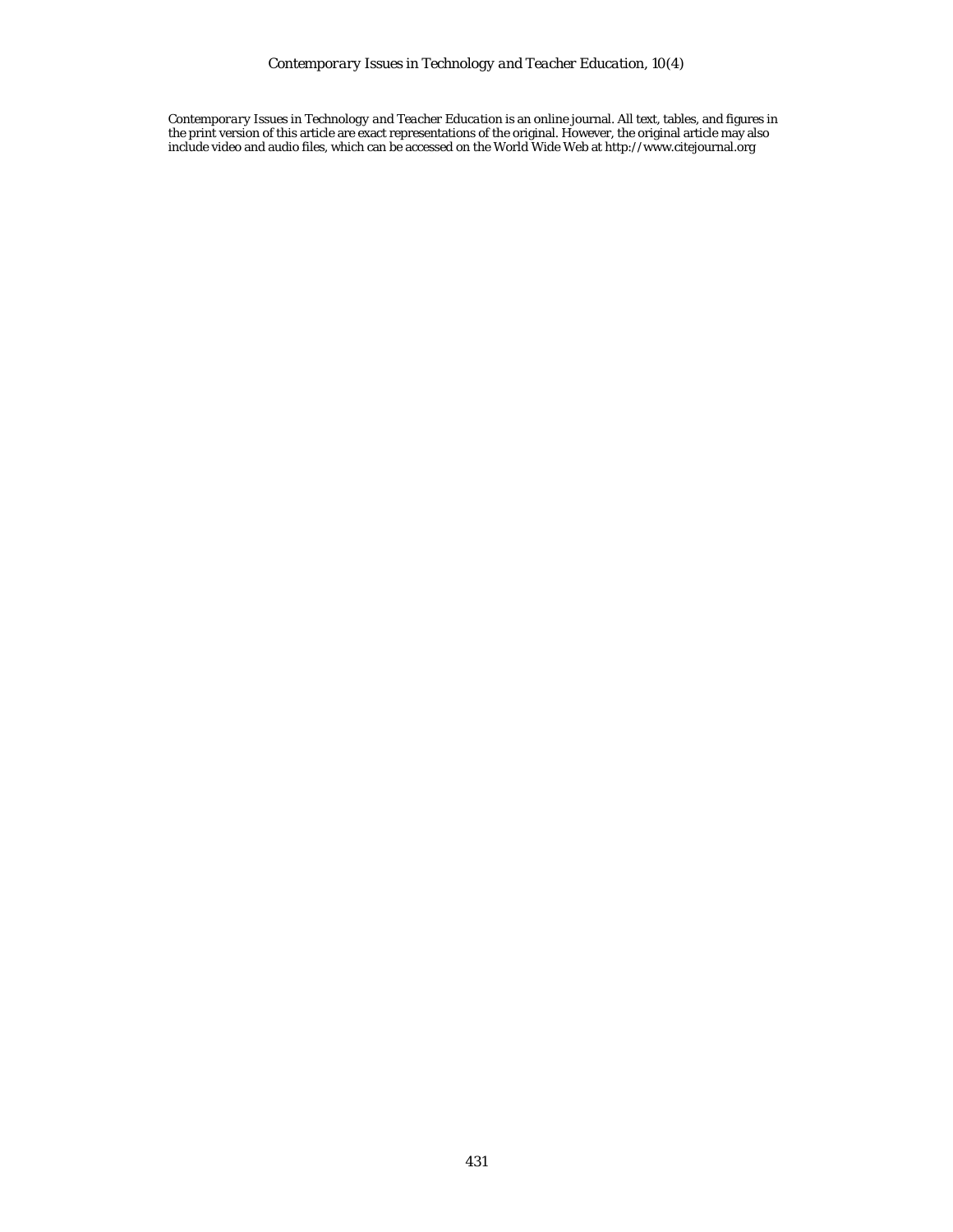*Contemporary Issues in Technology and Teacher Education* is an online journal. All text, tables, and figures in the print version of this article are exact representations of the original. However, the original article may also include video and audio files, which can be accessed on the World Wide Web at http://www.citejournal.org